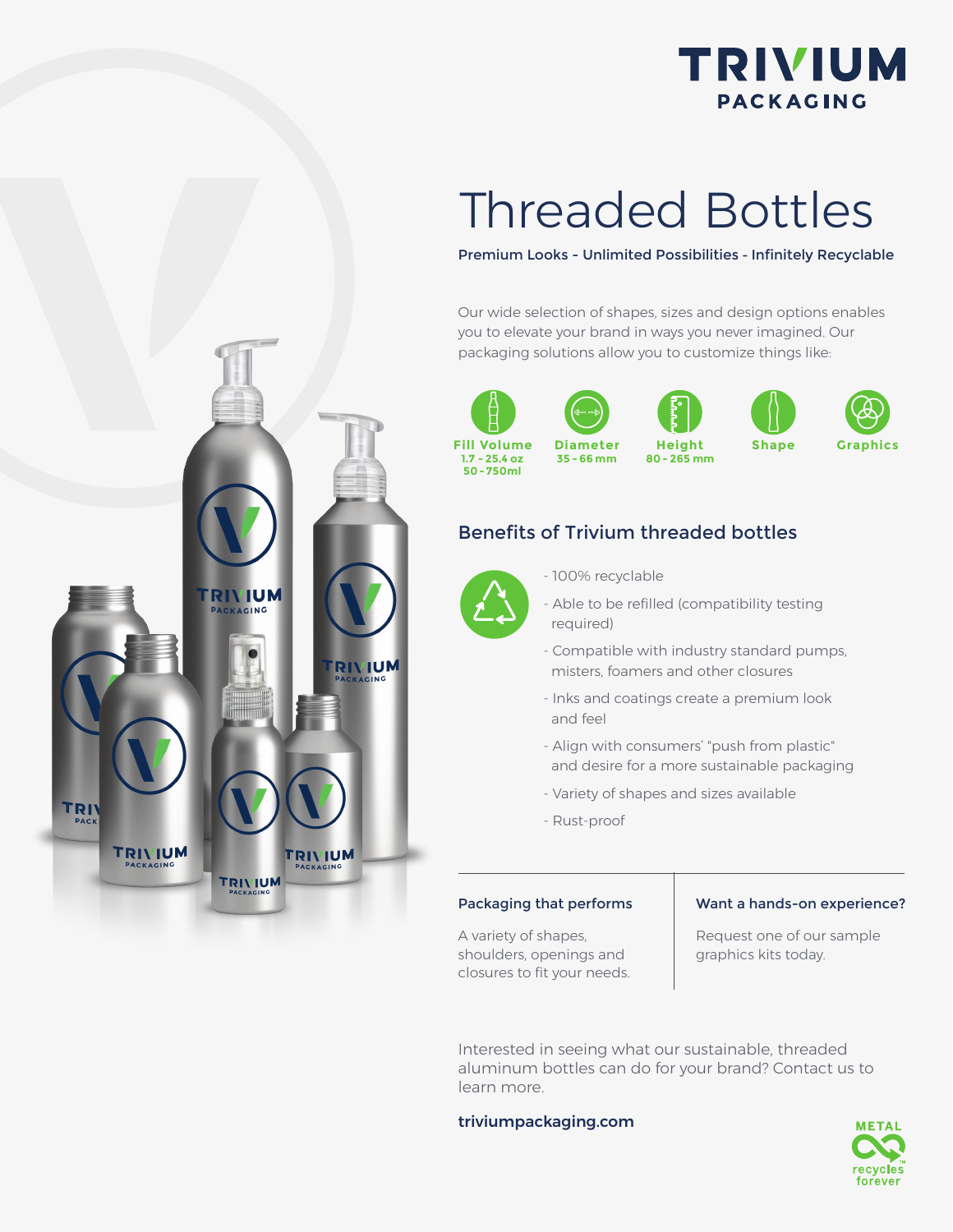# TRIVIUM PACKAGING

# Threaded Bottles

**Premium Looks - Unlimited Possibilities - Infinitely Recyclable**

Our wide selection of shapes, sizes and design options enables you to elevate your brand in ways you never imagined. Our packaging solutions allow you to customize things like:

- **Fill Volume** 1.7 - 25.4 oz, 50 - 750ml
- **Diameter** 35 - 66 mm
- **Height** 80 - 265 mm
- **Shape**
- **Graphics**

## Benefits of Trivium threaded bottles

- 100% recyclable
- Able to be refilled (compatibility testing required)
- Compatible with industry standard pumps, misters, foamers and other closures
- Inks and coatings create a premium look and feel
- Align with consumers' "push from plastic" and desire for a more sustainable packaging
- Variety of shapes and sizes available
- Rust-proof

### Packaging that performs

A variety of shapes, shoulders, openings and closures to fit your needs.

### Want a hands-on experience?

Request one of our sample graphics kits today.

Interested in seeing what our sustainable, threaded aluminum bottles can do for your brand? Contact us to learn more.

**triviumpackaging.com**

METAL recycles forever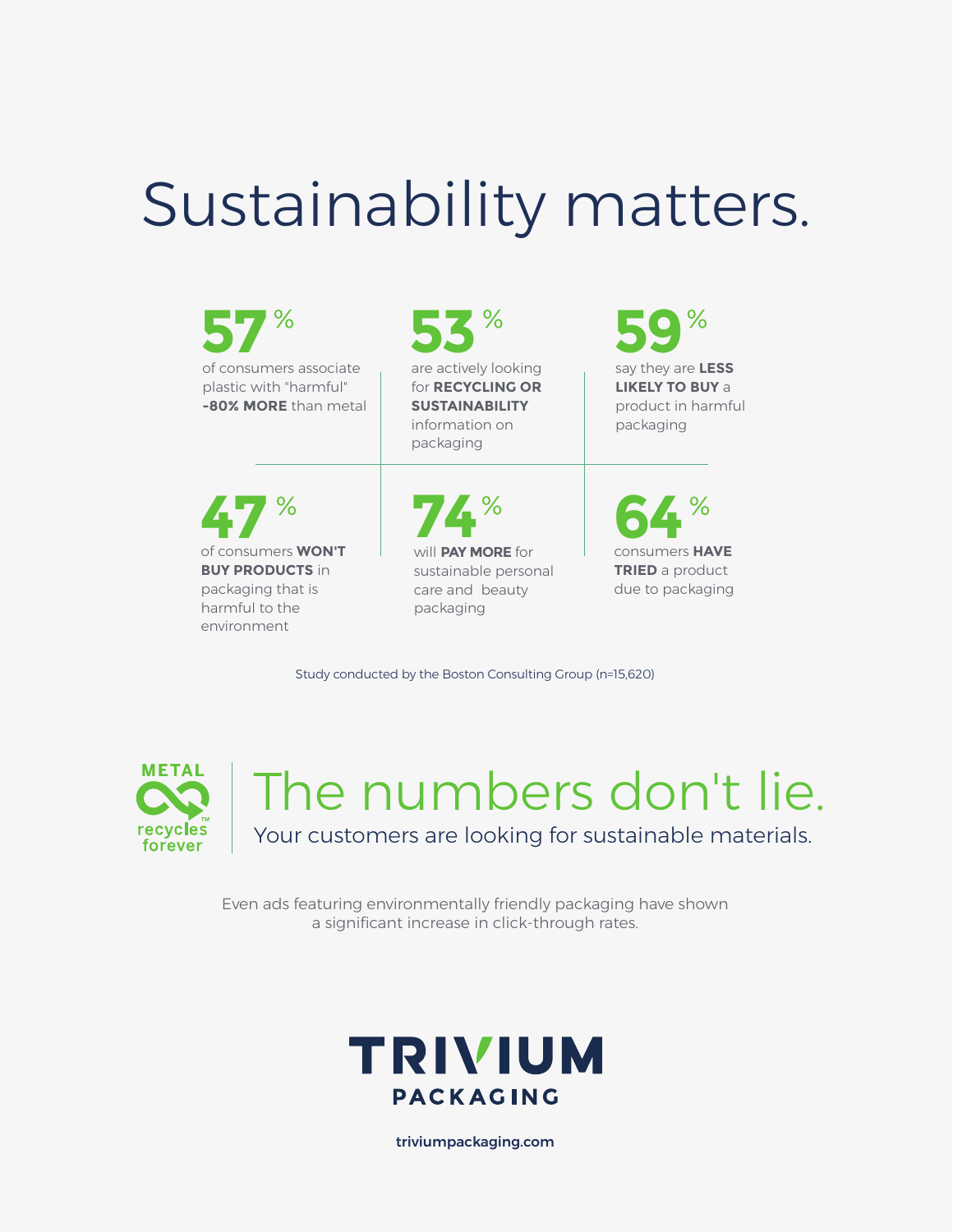# Sustainability matters.

**57%** of consumers associate plastic with "harmful" **-80% MORE** than metal

**53%** are actively looking for **RECYCLING OR SUSTAINABILITY** information on packaging

**59%** say they are **LESS LIKELY TO BUY** a product in harmful packaging

**47%** of consumers **WON'T BUY PRODUCTS** in packaging that is harmful to the environment

**74%** will **PAY MORE** for sustainable personal care and beauty packaging

**64%** consumers **HAVE TRIED** a product due to packaging

Study conducted by the Boston Consulting Group (n=15,620)

METAL recycles forever™

## The numbers don't lie.

Your customers are looking for sustainable materials.

Even ads featuring environmentally friendly packaging have shown a significant increase in click-through rates.

TRIVIUM PACKAGING

triviumpackaging.com